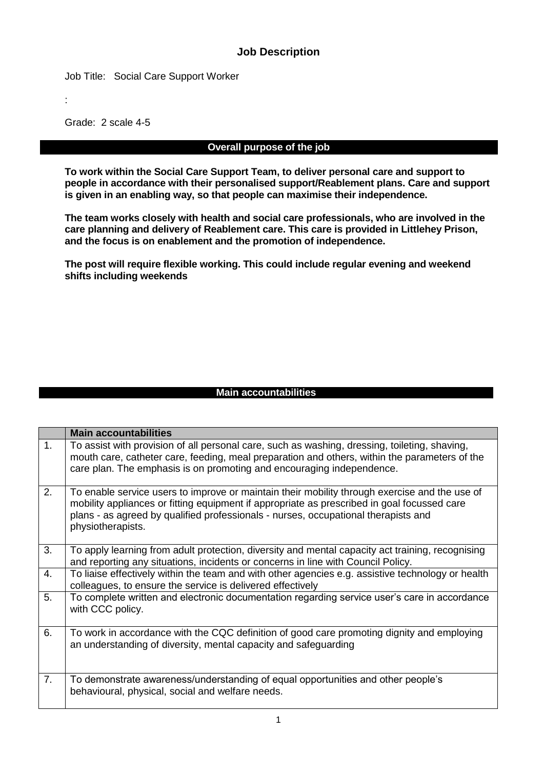# Job Description

Job Title: Social Care Support Worker

:

Grade: 2 scale 4-5

## Overall purpose of the job

**To work within the Social Care Support Team, to deliver personal care and support to people in accordance with their personalised support/Reablement plans. Care and support is given in an enabling way, so that people can maximise their independence.**

**The team works closely with health and social care professionals, who are involved in the care planning and delivery of Reablement care. This care is provided in Littlehey Prison, and the focus is on enablement and the promotion of independence.**

**The post will require flexible working. This could include regular evening and weekend shifts including weekends**

## Main accountabilities

| | **Main accountabilities** |
|---|---|
| 1. | To assist with provision of all personal care, such as washing, dressing, toileting, shaving, mouth care, catheter care, feeding, meal preparation and others, within the parameters of the care plan. The emphasis is on promoting and encouraging independence. |
| 2. | To enable service users to improve or maintain their mobility through exercise and the use of mobility appliances or fitting equipment if appropriate as prescribed in goal focussed care plans - as agreed by qualified professionals - nurses, occupational therapists and physiotherapists. |
| 3. | To apply learning from adult protection, diversity and mental capacity act training, recognising and reporting any situations, incidents or concerns in line with Council Policy. |
| 4. | To liaise effectively within the team and with other agencies e.g. assistive technology or health colleagues, to ensure the service is delivered effectively |
| 5. | To complete written and electronic documentation regarding service user's care in accordance with CCC policy. |
| 6. | To work in accordance with the CQC definition of good care promoting dignity and employing an understanding of diversity, mental capacity and safeguarding |
| 7. | To demonstrate awareness/understanding of equal opportunities and other people's behavioural, physical, social and welfare needs. |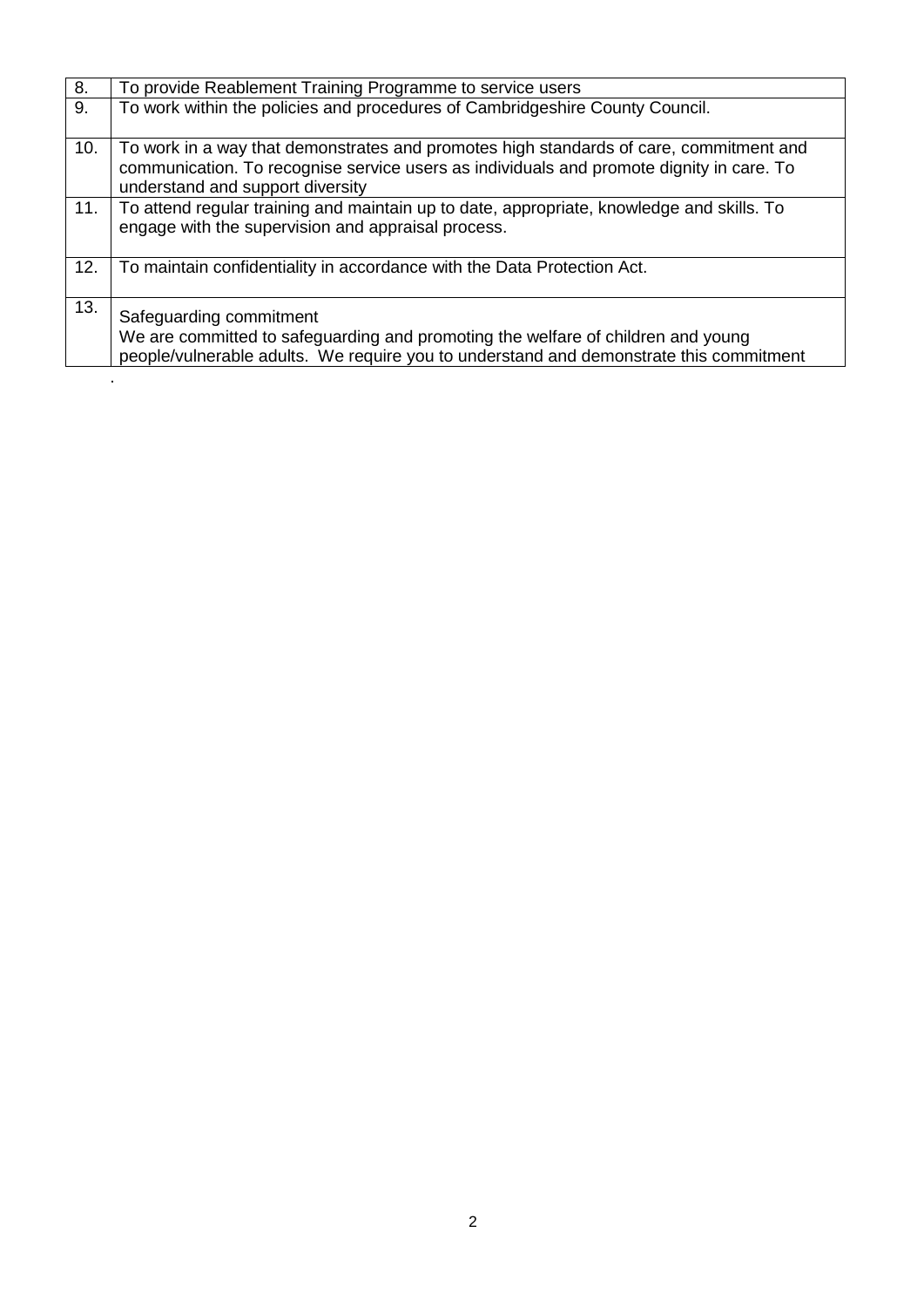| | |
|---|---|
| 8. | To provide Reablement Training Programme to service users |
| 9. | To work within the policies and procedures of Cambridgeshire County Council. |
| 10. | To work in a way that demonstrates and promotes high standards of care, commitment and communication. To recognise service users as individuals and promote dignity in care. To understand and support diversity |
| 11. | To attend regular training and maintain up to date, appropriate, knowledge and skills. To engage with the supervision and appraisal process. |
| 12. | To maintain confidentiality in accordance with the Data Protection Act. |
| 13. | Safeguarding commitment<br>We are committed to safeguarding and promoting the welfare of children and young people/vulnerable adults. We require you to understand and demonstrate this commitment |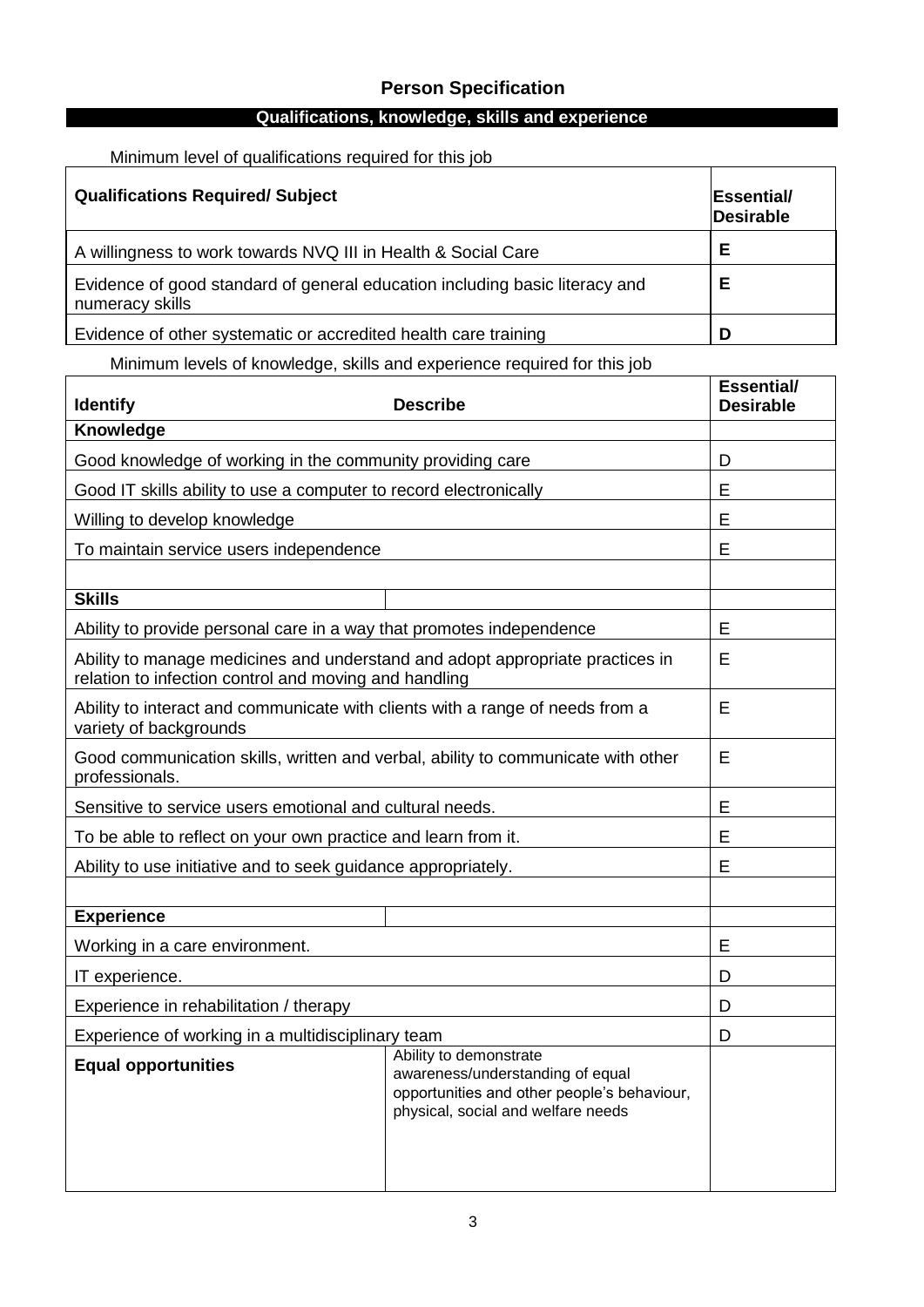# Person Specification

## Qualifications, knowledge, skills and experience

Minimum level of qualifications required for this job

| Qualifications Required/ Subject | Essential/ Desirable |
|---|---|
| A willingness to work towards NVQ III in Health & Social Care | **E** |
| Evidence of good standard of general education including basic literacy and numeracy skills | **E** |
| Evidence of other systematic or accredited health care training | **D** |

Minimum levels of knowledge, skills and experience required for this job

| Identify | Describe | Essential/ Desirable |
|---|---|---|
| **Knowledge** | | |
| Good knowledge of working in the community providing care | | D |
| Good IT skills ability to use a computer to record electronically | | E |
| Willing to develop knowledge | | E |
| To maintain service users independence | | E |
| | | |
| **Skills** | | |
| Ability to provide personal care in a way that promotes independence | | E |
| Ability to manage medicines and understand and adopt appropriate practices in relation to infection control and moving and handling | | E |
| Ability to interact and communicate with clients with a range of needs from a variety of backgrounds | | E |
| Good communication skills, written and verbal, ability to communicate with other professionals. | | E |
| Sensitive to service users emotional and cultural needs. | | E |
| To be able to reflect on your own practice and learn from it. | | E |
| Ability to use initiative and to seek guidance appropriately. | | E |
| | | |
| **Experience** | | |
| Working in a care environment. | | E |
| IT experience. | | D |
| Experience in rehabilitation / therapy | | D |
| Experience of working in a multidisciplinary team | | D |
| **Equal opportunities** | Ability to demonstrate awareness/understanding of equal opportunities and other people's behaviour, physical, social and welfare needs | |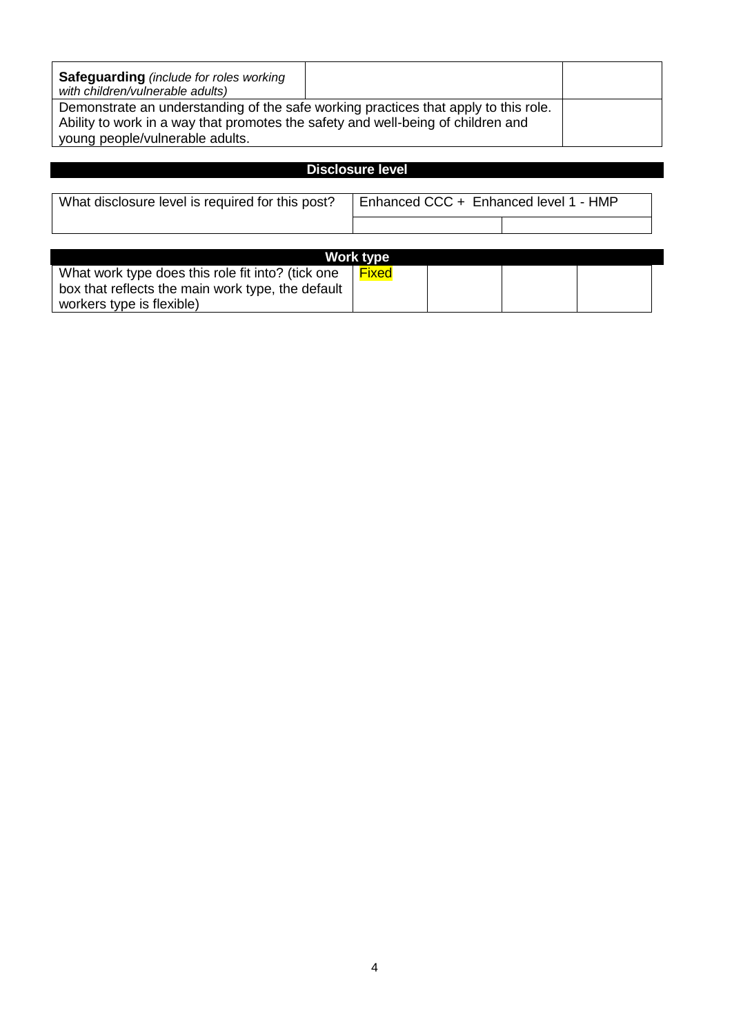| **Safeguarding** *(include for roles working with children/vulnerable adults)* | | |
|---|---|---|
| Demonstrate an understanding of the safe working practices that apply to this role. Ability to work in a way that promotes the safety and well-being of children and young people/vulnerable adults. | | |

## Disclosure level

| What disclosure level is required for this post? | Enhanced CCC + Enhanced level 1 - HMP | |
|---|---|---|
| | | |

## Work type

| What work type does this role fit into? (tick one box that reflects the main work type, the default workers type is flexible) | Fixed | | | |
|---|---|---|---|---|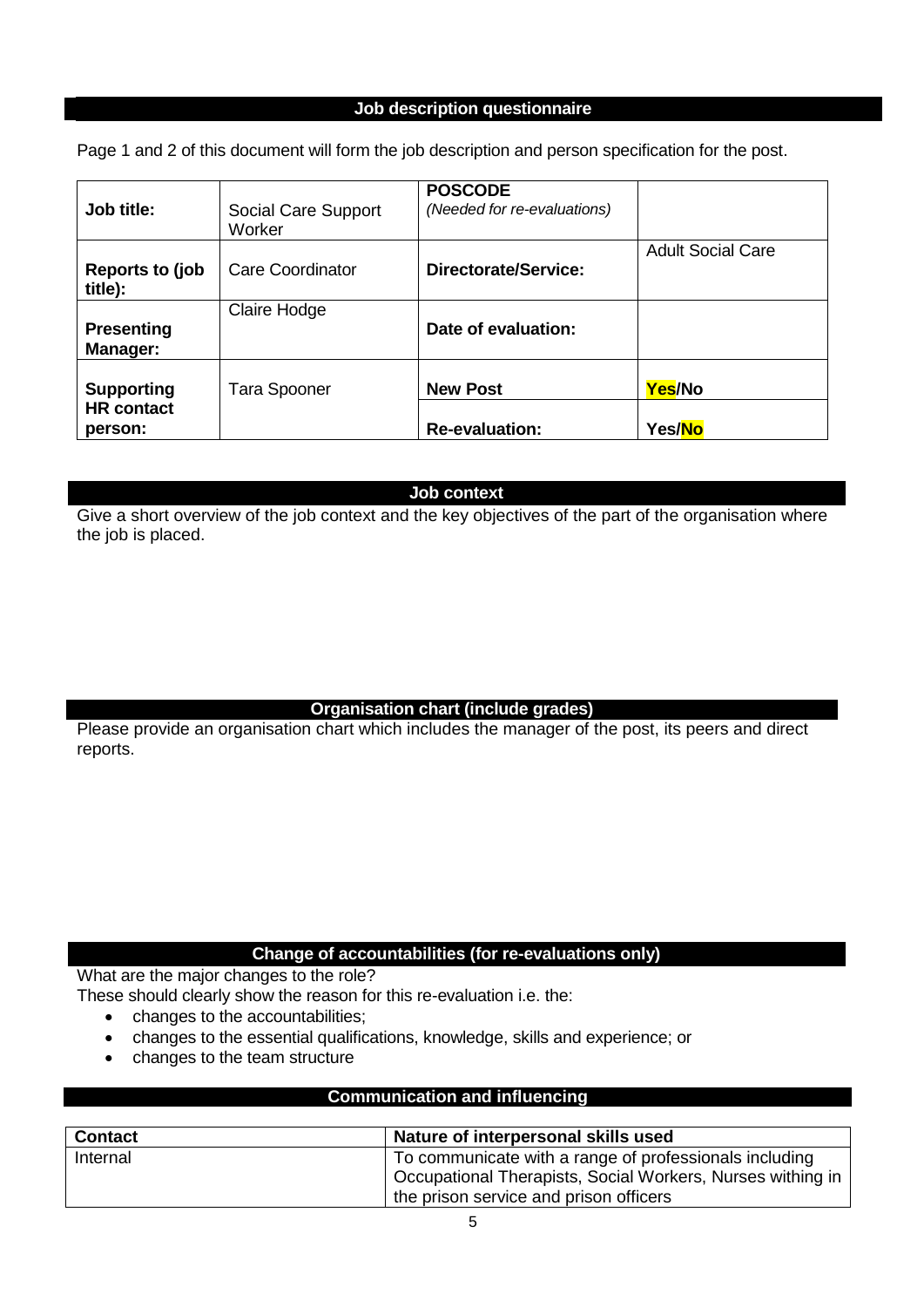## Job description questionnaire

Page 1 and 2 of this document will form the job description and person specification for the post.

| | | | |
|---|---|---|---|
| **Job title:** | Social Care Support Worker | **POSCODE** *(Needed for re-evaluations)* | |
| **Reports to (job title):** | Care Coordinator | **Directorate/Service:** | Adult Social Care |
| **Presenting Manager:** | Claire Hodge | **Date of evaluation:** | |
| **Supporting HR contact person:** | Tara Spooner | **New Post** | **Yes**/No |
| | | **Re-evaluation:** | Yes/**No** |

## Job context

Give a short overview of the job context and the key objectives of the part of the organisation where the job is placed.

## Organisation chart (include grades)

Please provide an organisation chart which includes the manager of the post, its peers and direct reports.

## Change of accountabilities (for re-evaluations only)

What are the major changes to the role?

These should clearly show the reason for this re-evaluation i.e. the:

- changes to the accountabilities;
- changes to the essential qualifications, knowledge, skills and experience; or
- changes to the team structure

## Communication and influencing

| Contact | Nature of interpersonal skills used |
|---|---|
| Internal | To communicate with a range of professionals including Occupational Therapists, Social Workers, Nurses withing in the prison service and prison officers |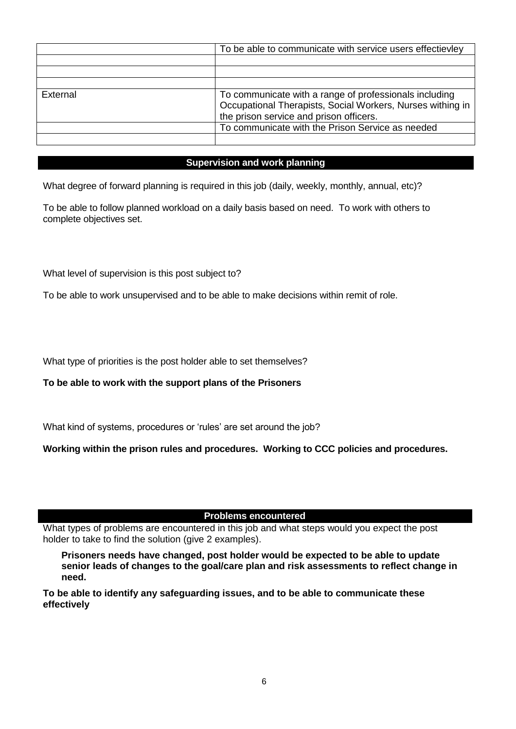| | |
|---|---|
| | To be able to communicate with service users effectievley |
| | |
| | |
| | |
| External | To communicate with a range of professionals including Occupational Therapists, Social Workers, Nurses withing in the prison service and prison officers. |
| | To communicate with the Prison Service as needed |
| | |

## Supervision and work planning

What degree of forward planning is required in this job (daily, weekly, monthly, annual, etc)?

To be able to follow planned workload on a daily basis based on need. To work with others to complete objectives set.

What level of supervision is this post subject to?

To be able to work unsupervised and to be able to make decisions within remit of role.

What type of priorities is the post holder able to set themselves?

**To be able to work with the support plans of the Prisoners**

What kind of systems, procedures or 'rules' are set around the job?

**Working within the prison rules and procedures. Working to CCC policies and procedures.**

## Problems encountered

What types of problems are encountered in this job and what steps would you expect the post holder to take to find the solution (give 2 examples).

**Prisoners needs have changed, post holder would be expected to be able to update senior leads of changes to the goal/care plan and risk assessments to reflect change in need.**

**To be able to identify any safeguarding issues, and to be able to communicate these effectively**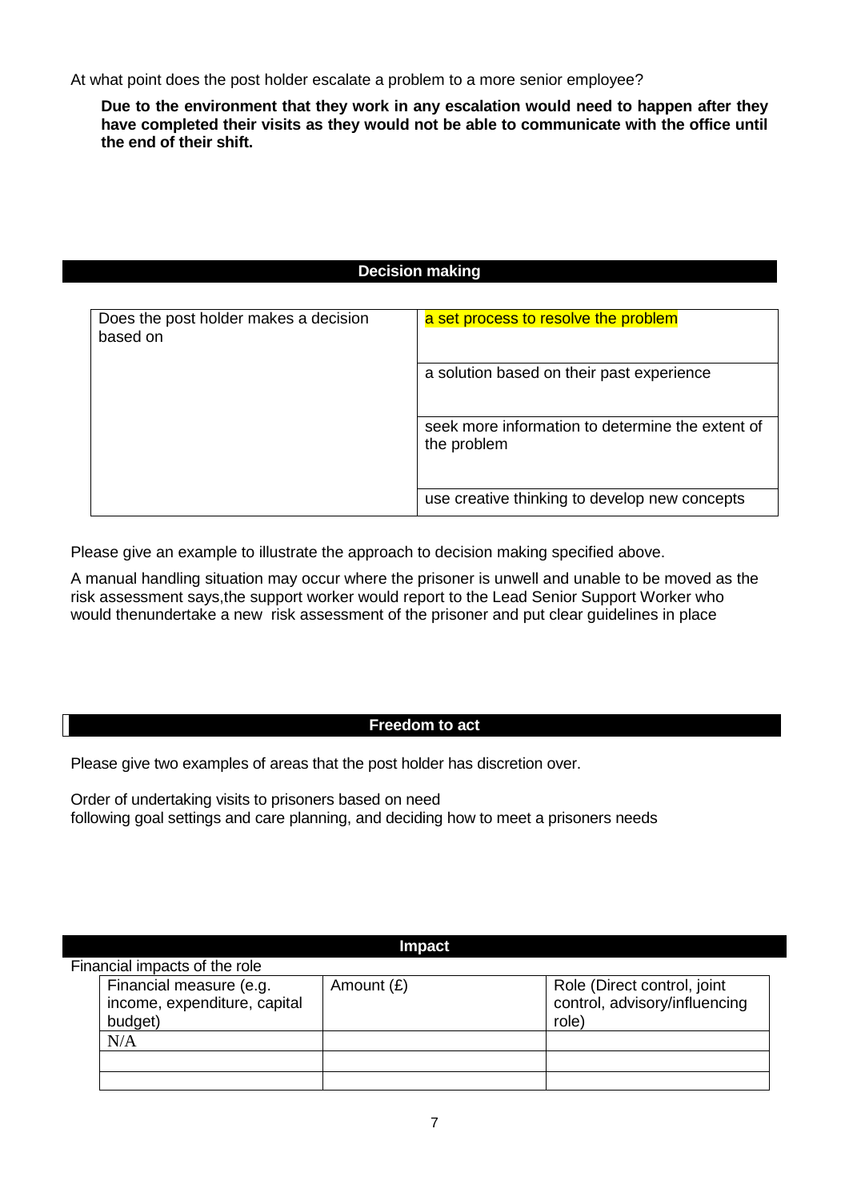At what point does the post holder escalate a problem to a more senior employee?

**Due to the environment that they work in any escalation would need to happen after they have completed their visits as they would not be able to communicate with the office until the end of their shift.**

## Decision making

| Does the post holder makes a decision based on | |
|---|---|
| | a set process to resolve the problem |
| | a solution based on their past experience |
| | seek more information to determine the extent of the problem |
| | use creative thinking to develop new concepts |

Please give an example to illustrate the approach to decision making specified above.

A manual handling situation may occur where the prisoner is unwell and unable to be moved as the risk assessment says,the support worker would report to the Lead Senior Support Worker who would thenundertake a new risk assessment of the prisoner and put clear guidelines in place

## Freedom to act

Please give two examples of areas that the post holder has discretion over.

Order of undertaking visits to prisoners based on need
following goal settings and care planning, and deciding how to meet a prisoners needs

## Impact

Financial impacts of the role

| Financial measure (e.g. income, expenditure, capital budget) | Amount (£) | Role (Direct control, joint control, advisory/influencing role) |
|---|---|---|
| N/A | | |
| | | |
| | | |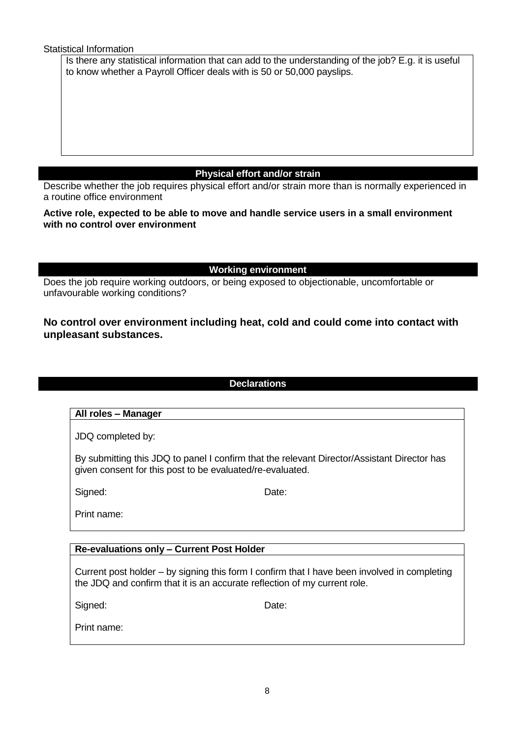Statistical Information

| Is there any statistical information that can add to the understanding of the job? E.g. it is useful to know whether a Payroll Officer deals with is 50 or 50,000 payslips. |
| --- |

## Physical effort and/or strain

Describe whether the job requires physical effort and/or strain more than is normally experienced in a routine office environment

**Active role, expected to be able to move and handle service users in a small environment with no control over environment**

## Working environment

Does the job require working outdoors, or being exposed to objectionable, uncomfortable or unfavourable working conditions?

**No control over environment including heat, cold and could come into contact with unpleasant substances.**

## Declarations

**All roles – Manager**

JDQ completed by:

By submitting this JDQ to panel I confirm that the relevant Director/Assistant Director has given consent for this post to be evaluated/re-evaluated.

Signed: Date:

Print name:

**Re-evaluations only – Current Post Holder**

Current post holder – by signing this form I confirm that I have been involved in completing the JDQ and confirm that it is an accurate reflection of my current role.

Signed: Date:

Print name: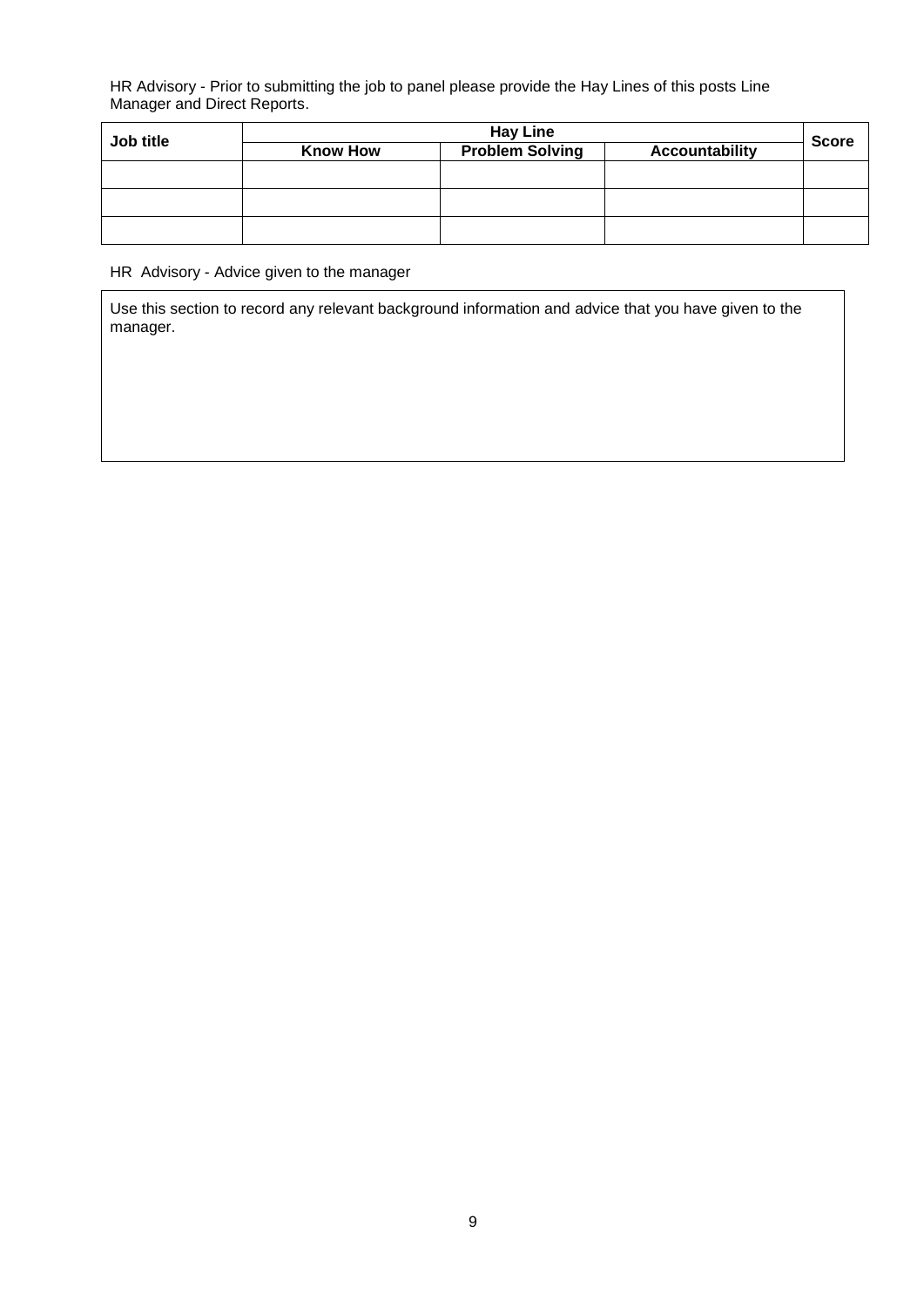HR Advisory - Prior to submitting the job to panel please provide the Hay Lines of this posts Line Manager and Direct Reports.

| Job title | Hay Line | | | Score |
|---|---|---|---|---|
| | Know How | Problem Solving | Accountability | |
| | | | | |
| | | | | |
| | | | | |

HR Advisory - Advice given to the manager

| |
|---|
| Use this section to record any relevant background information and advice that you have given to the manager. |